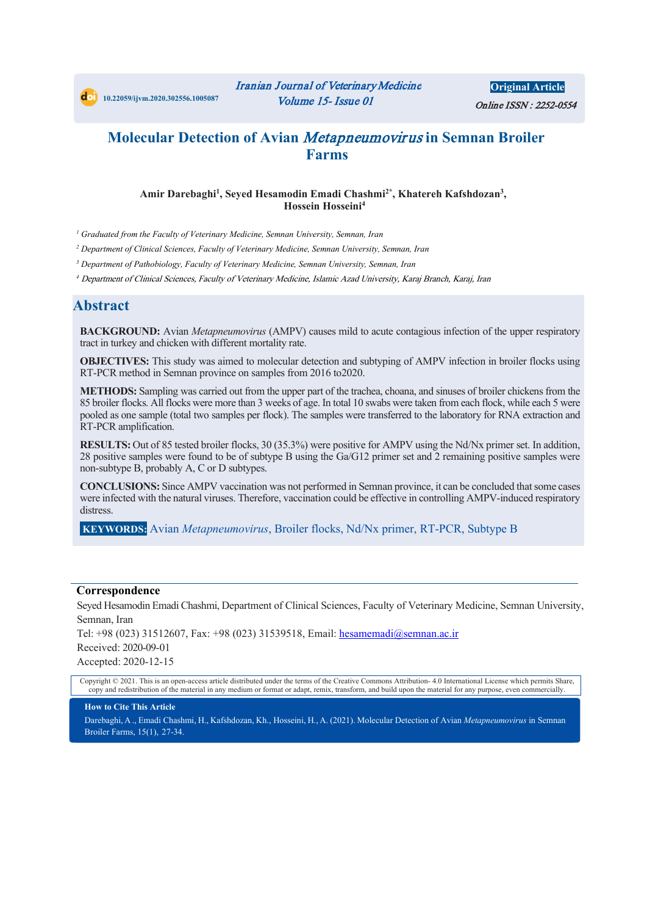10.22059/ijvm.2020.302556.1005087

Original Article

Online ISSN : 2252-0554

# Molecular Detection of Avian *Metapneumovirus* in Semnan Broiler Farms

**Amir Darebaghi[1], Seyed Hesamodin Emadi Chashmi[2*], Khatereh Kafshdozan[3], Hossein Hosseini[4]**

[1] *Graduated from the Faculty of Veterinary Medicine, Semnan University, Semnan, Iran*

[2] *Department of Clinical Sciences, Faculty of Veterinary Medicine, Semnan University, Semnan, Iran*

[3] *Department of Pathobiology, Faculty of Veterinary Medicine, Semnan University, Semnan, Iran*

[4] *Department of Clinical Sciences, Faculty of Veterinary Medicine, Islamic Azad University, Karaj Branch, Karaj, Iran*

## Abstract

**BACKGROUND:** Avian *Metapneumovirus* (AMPV) causes mild to acute contagious infection of the upper respiratory tract in turkey and chicken with different mortality rate.

**OBJECTIVES:** This study was aimed to molecular detection and subtyping of AMPV infection in broiler flocks using RT-PCR method in Semnan province on samples from 2016 to2020.

**METHODS:** Sampling was carried out from the upper part of the trachea, choana, and sinuses of broiler chickens from the 85 broiler flocks. All flocks were more than 3 weeks of age. In total 10 swabs were taken from each flock, while each 5 were pooled as one sample (total two samples per flock). The samples were transferred to the laboratory for RNA extraction and RT-PCR amplification.

**RESULTS:** Out of 85 tested broiler flocks, 30 (35.3%) were positive for AMPV using the Nd/Nx primer set. In addition, 28 positive samples were found to be of subtype B using the Ga/G12 primer set and 2 remaining positive samples were non-subtype B, probably A, C or D subtypes.

**CONCLUSIONS:** Since AMPV vaccination was not performed in Semnan province, it can be concluded that some cases were infected with the natural viruses. Therefore, vaccination could be effective in controlling AMPV-induced respiratory distress.

**KEYWORDS:** Avian *Metapneumovirus*, Broiler flocks, Nd/Nx primer, RT-PCR, Subtype B

---

**Correspondence**

Seyed Hesamodin Emadi Chashmi, Department of Clinical Sciences, Faculty of Veterinary Medicine, Semnan University, Semnan, Iran

Tel: +98 (023) 31512607, Fax: +98 (023) 31539518, Email: hesamemadi@semnan.ac.ir

Received: 2020-09-01

Accepted: 2020-12-15

Copyright © 2021. This is an open-access article distributed under the terms of the Creative Commons Attribution- 4.0 International License which permits Share, copy and redistribution of the material in any medium or format or adapt, remix, transform, and build upon the material for any purpose, even commercially.

**How to Cite This Article**

Darebaghi, A ., Emadi Chashmi, H., Kafshdozan, Kh., Hosseini, H., A. (2021). Molecular Detection of Avian *Metapneumovirus* in Semnan Broiler Farms, 15(1), 27-34.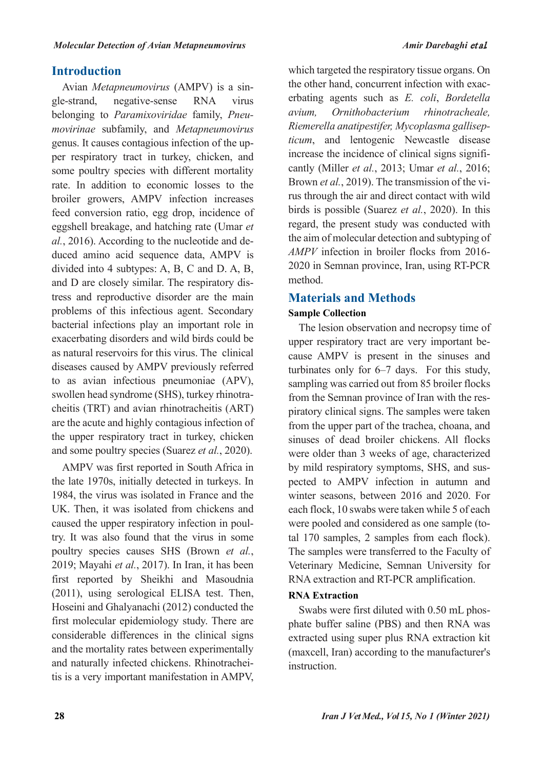## Introduction

Avian *Metapneumovirus* (AMPV) is a single-strand, negative-sense RNA virus belonging to *Paramixoviridae* family, *Pneumovirinae* subfamily, and *Metapneumovirus* genus. It causes contagious infection of the upper respiratory tract in turkey, chicken, and some poultry species with different mortality rate. In addition to economic losses to the broiler growers, AMPV infection increases feed conversion ratio, egg drop, incidence of eggshell breakage, and hatching rate (Umar *et al.*, 2016). According to the nucleotide and deduced amino acid sequence data, AMPV is divided into 4 subtypes: A, B, C and D. A, B, and D are closely similar. The respiratory distress and reproductive disorder are the main problems of this infectious agent. Secondary bacterial infections play an important role in exacerbating disorders and wild birds could be as natural reservoirs for this virus. The clinical diseases caused by AMPV previously referred to as avian infectious pneumoniae (APV), swollen head syndrome (SHS), turkey rhinotracheitis (TRT) and avian rhinotracheitis (ART) are the acute and highly contagious infection of the upper respiratory tract in turkey, chicken and some poultry species (Suarez *et al.*, 2020).

AMPV was first reported in South Africa in the late 1970s, initially detected in turkeys. In 1984, the virus was isolated in France and the UK. Then, it was isolated from chickens and caused the upper respiratory infection in poultry. It was also found that the virus in some poultry species causes SHS (Brown *et al.*, 2019; Mayahi *et al.*, 2017). In Iran, it has been first reported by Sheikhi and Masoudnia (2011), using serological ELISA test. Then, Hoseini and Ghalyanachi (2012) conducted the first molecular epidemiology study. There are considerable differences in the clinical signs and the mortality rates between experimentally and naturally infected chickens. Rhinotracheitis is a very important manifestation in AMPV, which targeted the respiratory tissue organs. On the other hand, concurrent infection with exacerbating agents such as *E. coli*, *Bordetella avium, Ornithobacterium rhinotracheale, Riemerella anatipestifer, Mycoplasma gallisepticum*, and lentogenic Newcastle disease increase the incidence of clinical signs significantly (Miller *et al.*, 2013; Umar *et al.*, 2016; Brown *et al.*, 2019). The transmission of the virus through the air and direct contact with wild birds is possible (Suarez *et al.*, 2020). In this regard, the present study was conducted with the aim of molecular detection and subtyping of *AMPV* infection in broiler flocks from 2016-2020 in Semnan province, Iran, using RT-PCR method.

## Materials and Methods

### Sample Collection

The lesion observation and necropsy time of upper respiratory tract are very important because AMPV is present in the sinuses and turbinates only for 6–7 days. For this study, sampling was carried out from 85 broiler flocks from the Semnan province of Iran with the respiratory clinical signs. The samples were taken from the upper part of the trachea, choana, and sinuses of dead broiler chickens. All flocks were older than 3 weeks of age, characterized by mild respiratory symptoms, SHS, and suspected to AMPV infection in autumn and winter seasons, between 2016 and 2020. For each flock, 10 swabs were taken while 5 of each were pooled and considered as one sample (total 170 samples, 2 samples from each flock). The samples were transferred to the Faculty of Veterinary Medicine, Semnan University for RNA extraction and RT-PCR amplification.

### RNA Extraction

Swabs were first diluted with 0.50 mL phosphate buffer saline (PBS) and then RNA was extracted using super plus RNA extraction kit (maxcell, Iran) according to the manufacturer's instruction.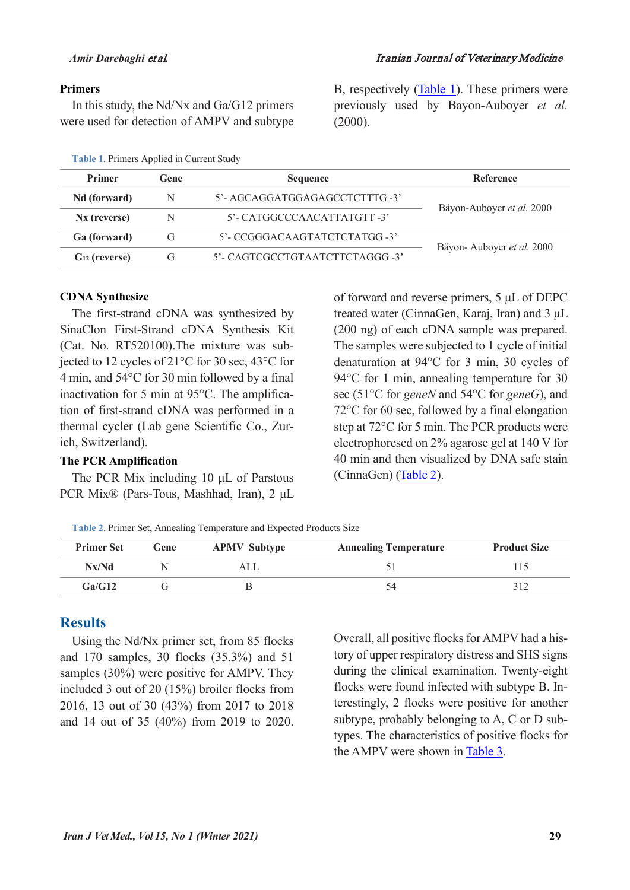### Primers

In this study, the Nd/Nx and Ga/G12 primers were used for detection of AMPV and subtype B, respectively (Table 1). These primers were previously used by Bayon-Auboyer *et al.* (2000).

Table 1. Primers Applied in Current Study

| Primer | Gene | Sequence | Reference |
|---|---|---|---|
| **Nd (forward)** | N | 5'- AGCAGGATGGAGAGCCTCTTTG -3' | Bäyon-Auboyer *et al.* 2000 |
| **Nx (reverse)** | N | 5'- CATGGCCCAACATTATGTT -3' | |
| **Ga (forward)** | G | 5'- CCGGGACAAGTATCTCTATGG -3' | Bäyon- Auboyer *et al.* 2000 |
| **G12 (reverse)** | G | 5'- CAGTCGCCTGTAATCTTCTAGGG -3' | |

### CDNA Synthesize

The first-strand cDNA was synthesized by SinaClon First-Strand cDNA Synthesis Kit (Cat. No. RT520100).The mixture was subjected to 12 cycles of 21°C for 30 sec, 43°C for 4 min, and 54°C for 30 min followed by a final inactivation for 5 min at 95°C. The amplification of first-strand cDNA was performed in a thermal cycler (Lab gene Scientific Co., Zurich, Switzerland).

### The PCR Amplification

The PCR Mix including 10 µL of Parstous PCR Mix® (Pars-Tous, Mashhad, Iran), 2 µL of forward and reverse primers, 5 µL of DEPC treated water (CinnaGen, Karaj, Iran) and 3 µL (200 ng) of each cDNA sample was prepared. The samples were subjected to 1 cycle of initial denaturation at 94°C for 3 min, 30 cycles of 94°C for 1 min, annealing temperature for 30 sec (51°C for *geneN* and 54°C for *geneG*), and 72°C for 60 sec, followed by a final elongation step at 72°C for 5 min. The PCR products were electrophoresed on 2% agarose gel at 140 V for 40 min and then visualized by DNA safe stain (CinnaGen) (Table 2).

Table 2. Primer Set, Annealing Temperature and Expected Products Size

| Primer Set | Gene | APMV Subtype | Annealing Temperature | Product Size |
|---|---|---|---|---|
| **Nx/Nd** | N | ALL | 51 | 115 |
| **Ga/G12** | G | B | 54 | 312 |

## Results

Using the Nd/Nx primer set, from 85 flocks and 170 samples, 30 flocks (35.3%) and 51 samples (30%) were positive for AMPV. They included 3 out of 20 (15%) broiler flocks from 2016, 13 out of 30 (43%) from 2017 to 2018 and 14 out of 35 (40%) from 2019 to 2020. Overall, all positive flocks for AMPV had a history of upper respiratory distress and SHS signs during the clinical examination. Twenty-eight flocks were found infected with subtype B. Interestingly, 2 flocks were positive for another subtype, probably belonging to A, C or D subtypes. The characteristics of positive flocks for the AMPV were shown in Table 3.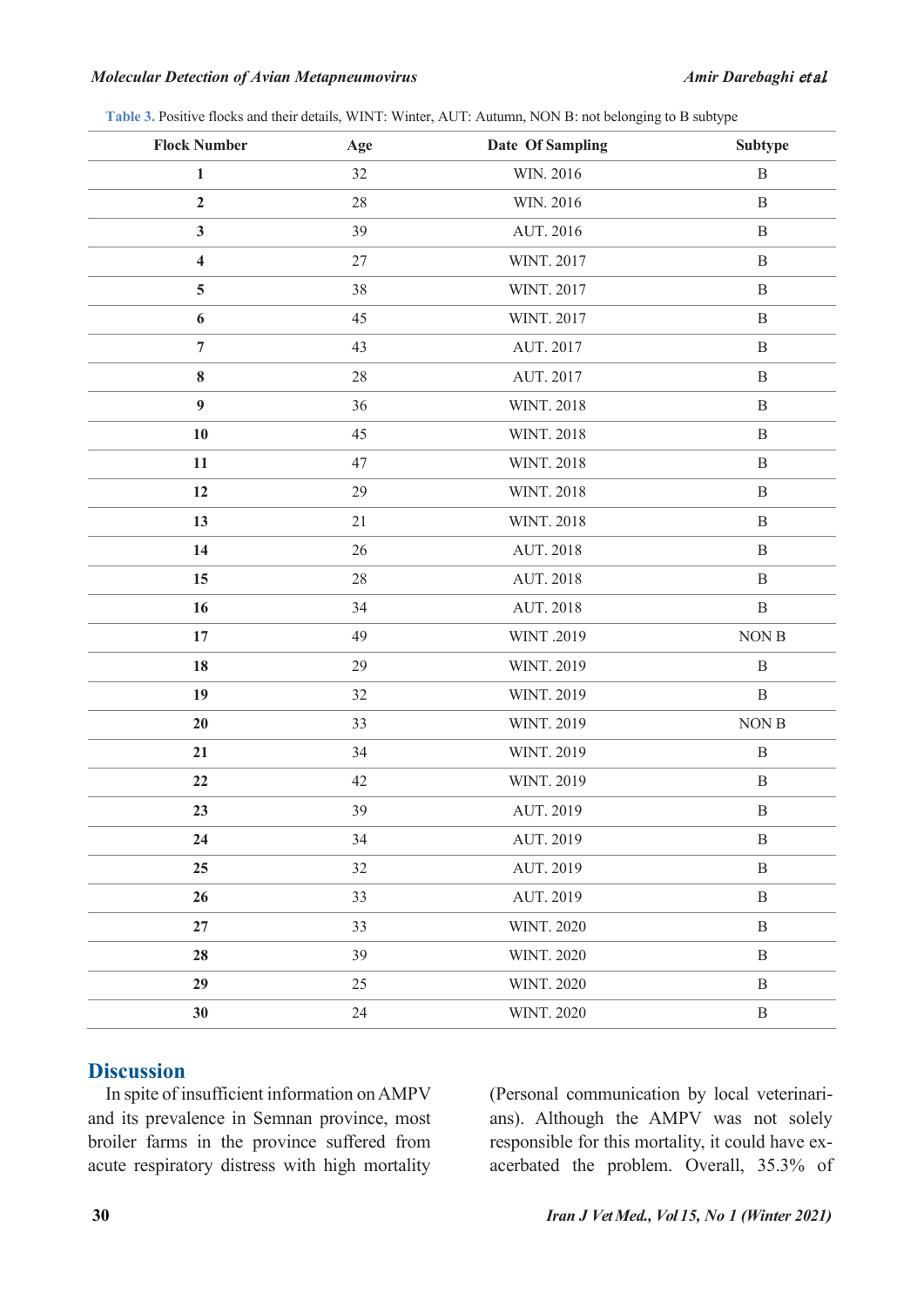**Table 3.** Positive flocks and their details, WINT: Winter, AUT: Autumn, NON B: not belonging to B subtype

| Flock Number | Age | Date Of Sampling | Subtype |
|---|---|---|---|
| **1** | 32 | WIN. 2016 | B |
| **2** | 28 | WIN. 2016 | B |
| **3** | 39 | AUT. 2016 | B |
| **4** | 27 | WINT. 2017 | B |
| **5** | 38 | WINT. 2017 | B |
| **6** | 45 | WINT. 2017 | B |
| **7** | 43 | AUT. 2017 | B |
| **8** | 28 | AUT. 2017 | B |
| **9** | 36 | WINT. 2018 | B |
| **10** | 45 | WINT. 2018 | B |
| **11** | 47 | WINT. 2018 | B |
| **12** | 29 | WINT. 2018 | B |
| **13** | 21 | WINT. 2018 | B |
| **14** | 26 | AUT. 2018 | B |
| **15** | 28 | AUT. 2018 | B |
| **16** | 34 | AUT. 2018 | B |
| **17** | 49 | WINT .2019 | NON B |
| **18** | 29 | WINT. 2019 | B |
| **19** | 32 | WINT. 2019 | B |
| **20** | 33 | WINT. 2019 | NON B |
| **21** | 34 | WINT. 2019 | B |
| **22** | 42 | WINT. 2019 | B |
| **23** | 39 | AUT. 2019 | B |
| **24** | 34 | AUT. 2019 | B |
| **25** | 32 | AUT. 2019 | B |
| **26** | 33 | AUT. 2019 | B |
| **27** | 33 | WINT. 2020 | B |
| **28** | 39 | WINT. 2020 | B |
| **29** | 25 | WINT. 2020 | B |
| **30** | 24 | WINT. 2020 | B |

## Discussion

In spite of insufficient information on AMPV and its prevalence in Semnan province, most broiler farms in the province suffered from acute respiratory distress with high mortality (Personal communication by local veterinarians). Although the AMPV was not solely responsible for this mortality, it could have exacerbated the problem. Overall, 35.3% of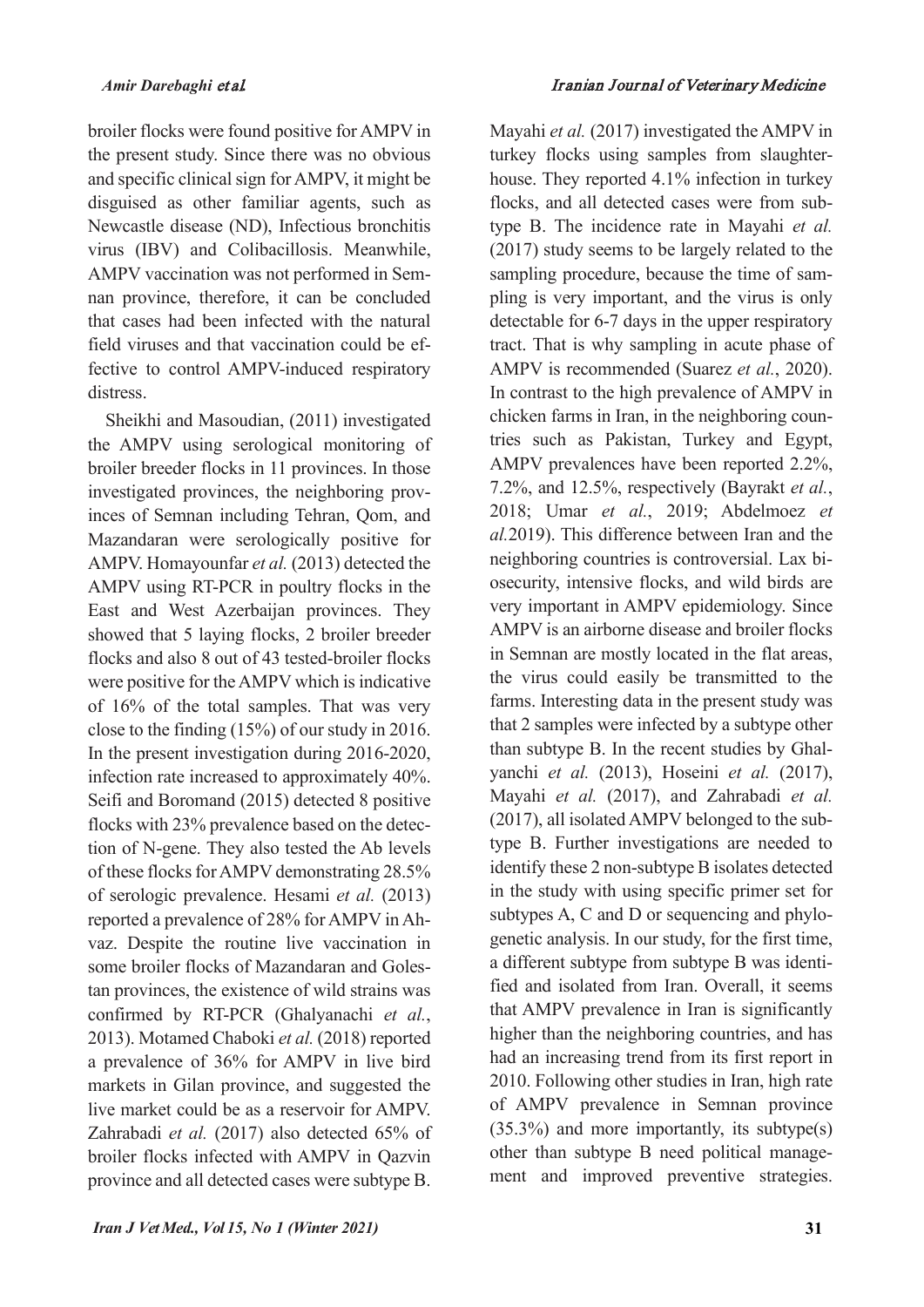broiler flocks were found positive for AMPV in the present study. Since there was no obvious and specific clinical sign for AMPV, it might be disguised as other familiar agents, such as Newcastle disease (ND), Infectious bronchitis virus (IBV) and Colibacillosis. Meanwhile, AMPV vaccination was not performed in Semnan province, therefore, it can be concluded that cases had been infected with the natural field viruses and that vaccination could be effective to control AMPV-induced respiratory distress.

Sheikhi and Masoudian, (2011) investigated the AMPV using serological monitoring of broiler breeder flocks in 11 provinces. In those investigated provinces, the neighboring provinces of Semnan including Tehran, Qom, and Mazandaran were serologically positive for AMPV. Homayounfar *et al.* (2013) detected the AMPV using RT-PCR in poultry flocks in the East and West Azerbaijan provinces. They showed that 5 laying flocks, 2 broiler breeder flocks and also 8 out of 43 tested-broiler flocks were positive for the AMPV which is indicative of 16% of the total samples. That was very close to the finding (15%) of our study in 2016. In the present investigation during 2016-2020, infection rate increased to approximately 40%. Seifi and Boromand (2015) detected 8 positive flocks with 23% prevalence based on the detection of N-gene. They also tested the Ab levels of these flocks for AMPV demonstrating 28.5% of serologic prevalence. Hesami *et al.* (2013) reported a prevalence of 28% for AMPV in Ahvaz. Despite the routine live vaccination in some broiler flocks of Mazandaran and Golestan provinces, the existence of wild strains was confirmed by RT-PCR (Ghalyanachi *et al.*, 2013). Motamed Chaboki *et al.* (2018) reported a prevalence of 36% for AMPV in live bird markets in Gilan province, and suggested the live market could be as a reservoir for AMPV. Zahrabadi *et al.* (2017) also detected 65% of broiler flocks infected with AMPV in Qazvin province and all detected cases were subtype B. Mayahi *et al.* (2017) investigated the AMPV in turkey flocks using samples from slaughterhouse. They reported 4.1% infection in turkey flocks, and all detected cases were from subtype B. The incidence rate in Mayahi *et al.* (2017) study seems to be largely related to the sampling procedure, because the time of sampling is very important, and the virus is only detectable for 6-7 days in the upper respiratory tract. That is why sampling in acute phase of AMPV is recommended (Suarez *et al.*, 2020). In contrast to the high prevalence of AMPV in chicken farms in Iran, in the neighboring countries such as Pakistan, Turkey and Egypt, AMPV prevalences have been reported 2.2%, 7.2%, and 12.5%, respectively (Bayrakt *et al.*, 2018; Umar *et al.*, 2019; Abdelmoez *et al.*2019). This difference between Iran and the neighboring countries is controversial. Lax biosecurity, intensive flocks, and wild birds are very important in AMPV epidemiology. Since AMPV is an airborne disease and broiler flocks in Semnan are mostly located in the flat areas, the virus could easily be transmitted to the farms. Interesting data in the present study was that 2 samples were infected by a subtype other than subtype B. In the recent studies by Ghalyanchi *et al.* (2013), Hoseini *et al.* (2017), Mayahi *et al.* (2017), and Zahrabadi *et al.* (2017), all isolated AMPV belonged to the subtype B. Further investigations are needed to identify these 2 non-subtype B isolates detected in the study with using specific primer set for subtypes A, C and D or sequencing and phylogenetic analysis. In our study, for the first time, a different subtype from subtype B was identified and isolated from Iran. Overall, it seems that AMPV prevalence in Iran is significantly higher than the neighboring countries, and has had an increasing trend from its first report in 2010. Following other studies in Iran, high rate of AMPV prevalence in Semnan province (35.3%) and more importantly, its subtype(s) other than subtype B need political management and improved preventive strategies.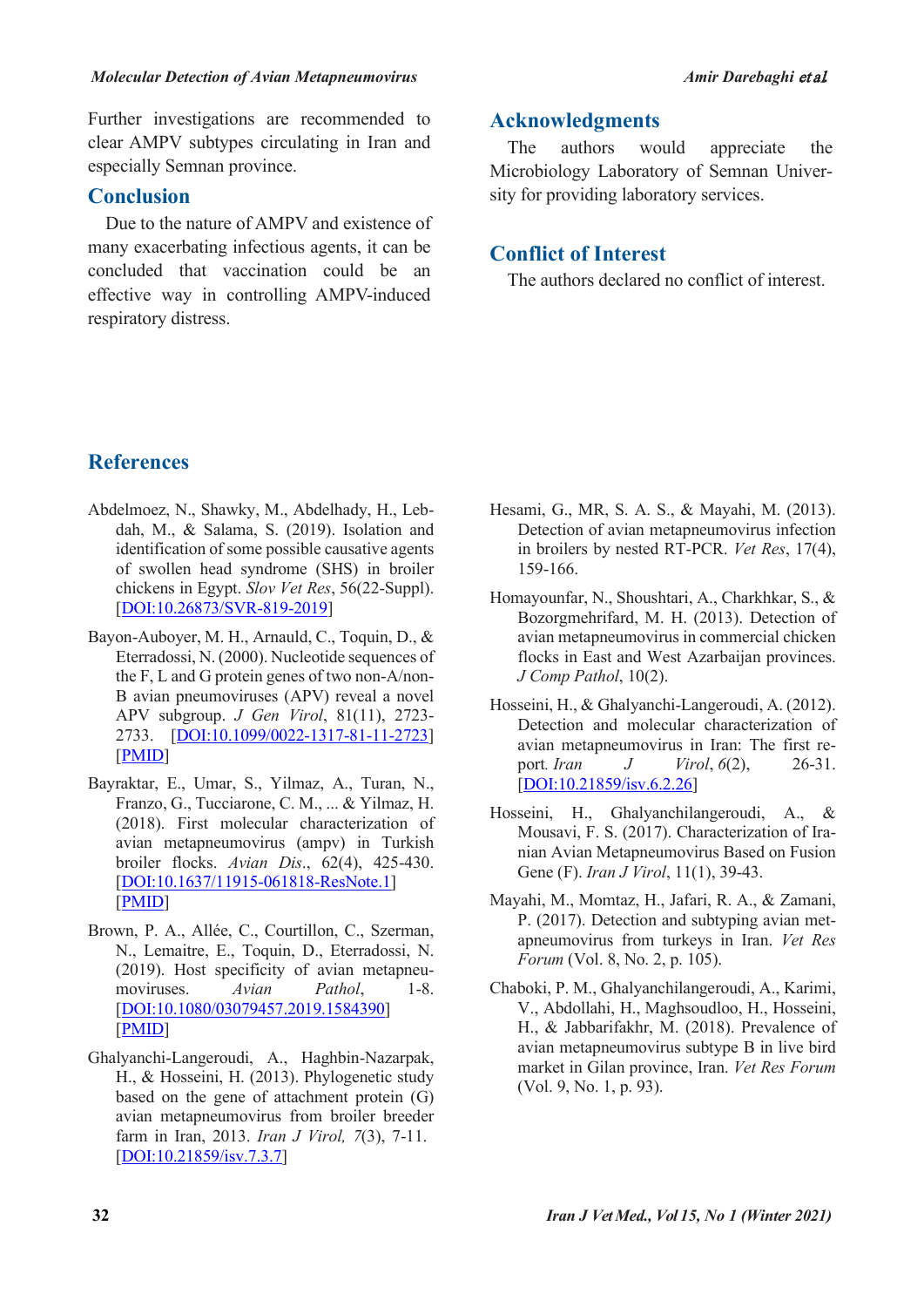Further investigations are recommended to clear AMPV subtypes circulating in Iran and especially Semnan province.

## Conclusion

Due to the nature of AMPV and existence of many exacerbating infectious agents, it can be concluded that vaccination could be an effective way in controlling AMPV-induced respiratory distress.

## Acknowledgments

The authors would appreciate the Microbiology Laboratory of Semnan University for providing laboratory services.

## Conflict of Interest

The authors declared no conflict of interest.

## References

Abdelmoez, N., Shawky, M., Abdelhady, H., Lebdah, M., & Salama, S. (2019). Isolation and identification of some possible causative agents of swollen head syndrome (SHS) in broiler chickens in Egypt. *Slov Vet Res*, 56(22-Suppl). [DOI:10.26873/SVR-819-2019]

Bayon-Auboyer, M. H., Arnauld, C., Toquin, D., & Eterradossi, N. (2000). Nucleotide sequences of the F, L and G protein genes of two non-A/non-B avian pneumoviruses (APV) reveal a novel APV subgroup. *J Gen Virol*, 81(11), 2723-2733. [DOI:10.1099/0022-1317-81-11-2723] [PMID]

Bayraktar, E., Umar, S., Yilmaz, A., Turan, N., Franzo, G., Tucciarone, C. M., ... & Yilmaz, H. (2018). First molecular characterization of avian metapneumovirus (ampv) in Turkish broiler flocks. *Avian Dis*., 62(4), 425-430. [DOI:10.1637/11915-061818-ResNote.1] [PMID]

Brown, P. A., Allée, C., Courtillon, C., Szerman, N., Lemaitre, E., Toquin, D., Eterradossi, N. (2019). Host specificity of avian metapneumoviruses. *Avian Pathol*, 1-8. [DOI:10.1080/03079457.2019.1584390] [PMID]

Ghalyanchi-Langeroudi, A., Haghbin-Nazarpak, H., & Hosseini, H. (2013). Phylogenetic study based on the gene of attachment protein (G) avian metapneumovirus from broiler breeder farm in Iran, 2013. *Iran J Virol, 7*(3), 7-11. [DOI:10.21859/isv.7.3.7]

Hesami, G., MR, S. A. S., & Mayahi, M. (2013). Detection of avian metapneumovirus infection in broilers by nested RT-PCR. *Vet Res*, 17(4), 159-166.

Homayounfar, N., Shoushtari, A., Charkhkar, S., & Bozorgmehrifard, M. H. (2013). Detection of avian metapneumovirus in commercial chicken flocks in East and West Azarbaijan provinces. *J Comp Pathol*, 10(2).

Hosseini, H., & Ghalyanchi-Langeroudi, A. (2012). Detection and molecular characterization of avian metapneumovirus in Iran: The first report. *Iran J Virol*, *6*(2), 26-31. [DOI:10.21859/isv.6.2.26]

Hosseini, H., Ghalyanchilangeroudi, A., & Mousavi, F. S. (2017). Characterization of Iranian Avian Metapneumovirus Based on Fusion Gene (F). *Iran J Virol*, 11(1), 39-43.

Mayahi, M., Momtaz, H., Jafari, R. A., & Zamani, P. (2017). Detection and subtyping avian metapneumovirus from turkeys in Iran. *Vet Res Forum* (Vol. 8, No. 2, p. 105).

Chaboki, P. M., Ghalyanchilangeroudi, A., Karimi, V., Abdollahi, H., Maghsoudloo, H., Hosseini, H., & Jabbarifakhr, M. (2018). Prevalence of avian metapneumovirus subtype B in live bird market in Gilan province, Iran. *Vet Res Forum* (Vol. 9, No. 1, p. 93).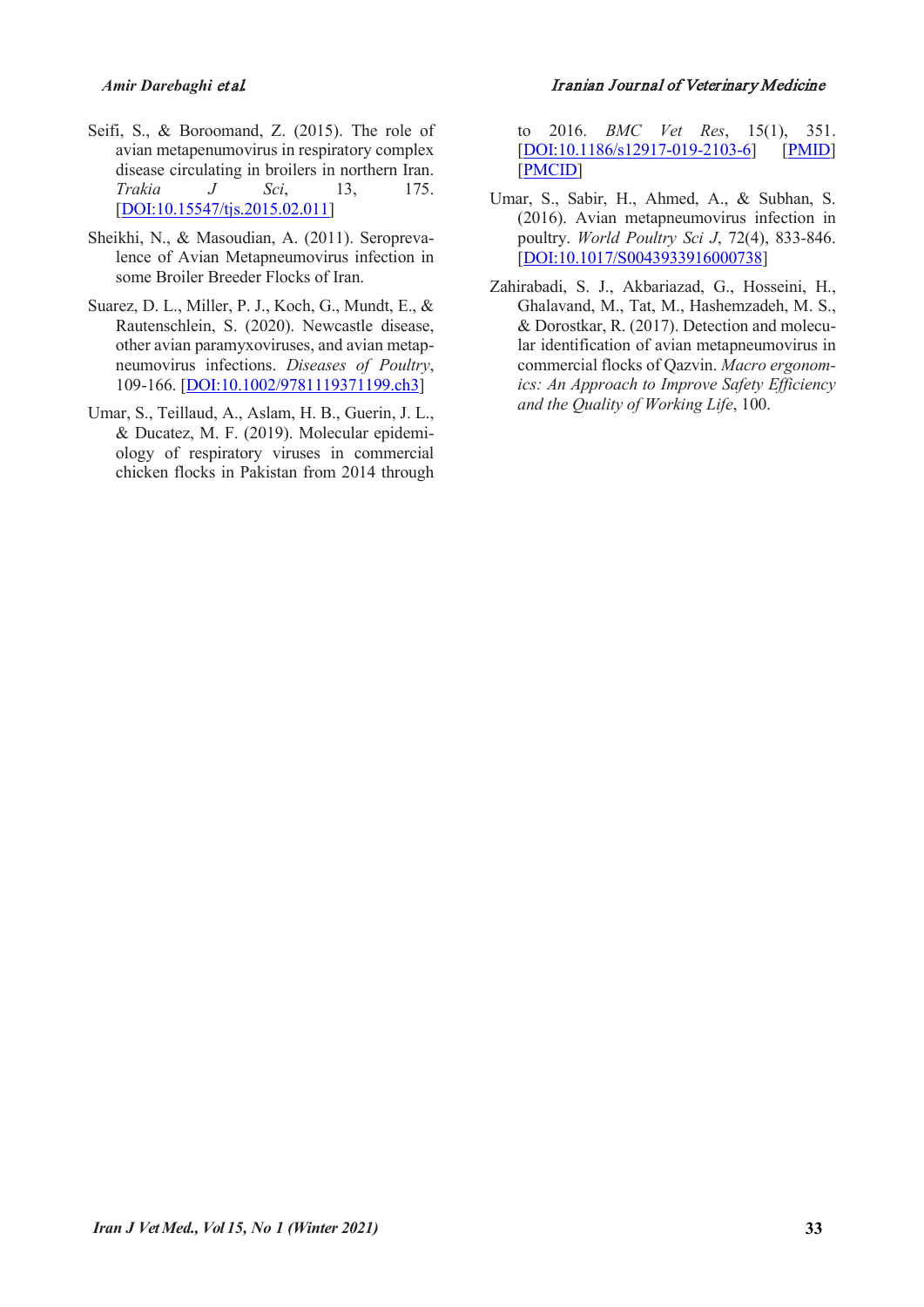Seifi, S., & Boroomand, Z. (2015). The role of avian metapenumovirus in respiratory complex disease circulating in broilers in northern Iran. *Trakia J Sci*, 13, 175. [DOI:10.15547/tjs.2015.02.011]

Sheikhi, N., & Masoudian, A. (2011). Seroprevalence of Avian Metapneumovirus infection in some Broiler Breeder Flocks of Iran.

Suarez, D. L., Miller, P. J., Koch, G., Mundt, E., & Rautenschlein, S. (2020). Newcastle disease, other avian paramyxoviruses, and avian metapneumovirus infections. *Diseases of Poultry*, 109-166. [DOI:10.1002/9781119371199.ch3]

Umar, S., Teillaud, A., Aslam, H. B., Guerin, J. L., & Ducatez, M. F. (2019). Molecular epidemiology of respiratory viruses in commercial chicken flocks in Pakistan from 2014 through to 2016. *BMC Vet Res*, 15(1), 351. [DOI:10.1186/s12917-019-2103-6] [PMID] [PMCID]

Umar, S., Sabir, H., Ahmed, A., & Subhan, S. (2016). Avian metapneumovirus infection in poultry. *World Poultry Sci J*, 72(4), 833-846. [DOI:10.1017/S0043933916000738]

Zahirabadi, S. J., Akbariazad, G., Hosseini, H., Ghalavand, M., Tat, M., Hashemzadeh, M. S., & Dorostkar, R. (2017). Detection and molecular identification of avian metapneumovirus in commercial flocks of Qazvin. *Macro ergonomics: An Approach to Improve Safety Efficiency and the Quality of Working Life*, 100.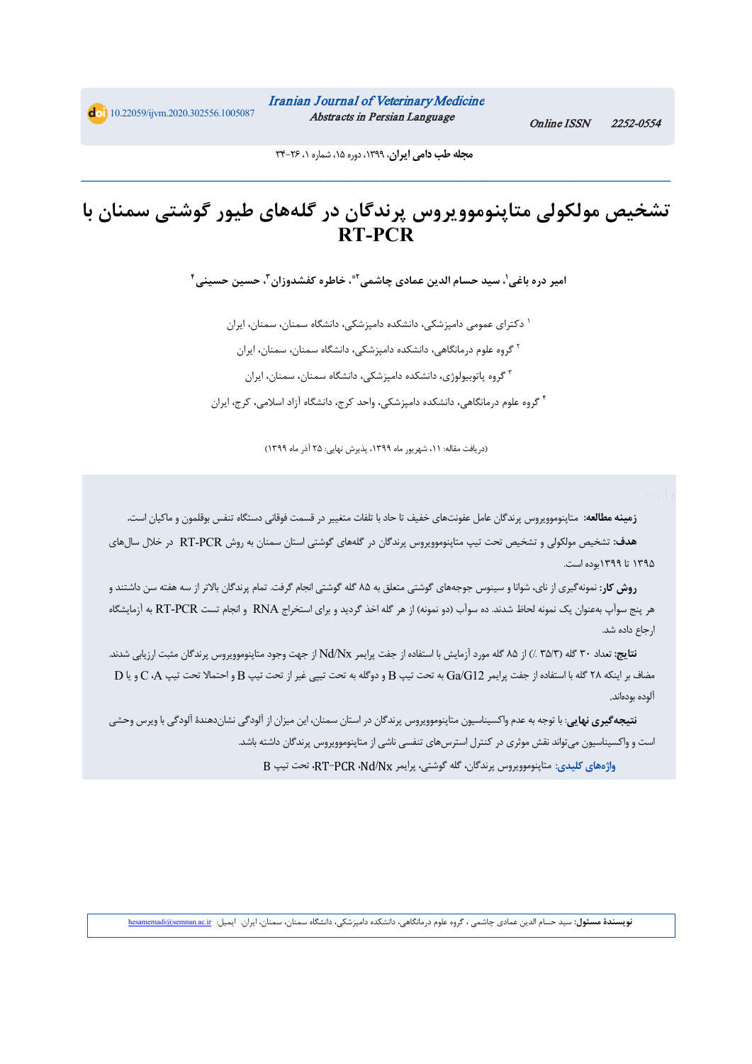# تشخیص مولکولی متاپنوموویروس پرندگان در گله‌های طیور گوشتی سمنان با RT-PCR

**امیر دره باغی[1]، سید حسام الدین عمادی چاشمی[2]*، خاطره کفشدوزان[3]، حسین حسینی[4]**

[1] دکترای عمومی دامپزشکی، دانشکده دامپزشکی، دانشگاه سمنان، سمنان، ایران

[2] گروه علوم درمانگاهی، دانشکده دامپزشکی، دانشگاه سمنان، سمنان، ایران

[3] گروه پاتوبیولوژی، دانشکده دامپزشکی، دانشگاه سمنان، سمنان، ایران

[4] گروه علوم درمانگاهی، دانشکده دامپزشکی، واحد کرج، دانشگاه آزاد اسلامی، کرج، ایران

(دریافت مقاله: ۱۱، شهریور ماه ۱۳۹۹، پذیرش نهایی: ۲۵ آذر ماه ۱۳۹۹)

**زمینه مطالعه:** متاپنوموویروس پرندگان عامل عفونت‌های خفیف تا حاد با تلفات متغییر در قسمت فوقانی دستگاه تنفس بوقلمون و ماکیان است.

**هدف:** تشخیص مولکولی و تشخیص تحت تیپ متاپنوموویروس پرندگان در گله‌های گوشتی استان سمنان به روش RT-PCR در خلال سال‌های ۱۳۹۵ تا ۱۳۹۹بوده است.

**روش کار:** نمونه‌گیری از نای، شوانا و سینوس جوجه‌های گوشتی متعلق به ۸۵ گله گوشتی انجام گرفت. تمام پرندگان بالاتر از سه هفته سن داشتند و هر پنج سوآپ به‌عنوان یک نمونه لحاظ شدند. ده سوآپ (دو نمونه) از هر گله اخذ گردید و برای استخراج RNA و انجام تست RT-PCR به آزمایشگاه ارجاع داده شد.

**نتایج:** تعداد ۳۰ گله (۳۵/۳ ٪) از ۸۵ گله مورد آزمایش با استفاده از جفت پرایمر Nd/Nx از جهت وجود متاپنوموویروس پرندگان مثبت ارزیابی شدند. مضاف بر اینکه ۲۸ گله با استفاده از جفت پرایمر Ga/G12 به تحت تیپ B و دوگله به تحت تیپی غیر از تحت تیپ B و احتمالا تحت تیپ A، C و یا D آلوده بوده‌اند.

**نتیجه‌گیری نهایی:** با توجه به عدم واکسیناسیون متاپنوموویروس پرندگان در استان سمنان، این میزان از آلودگی نشان‌دهندهٔ آلودگی با ویرس وحشی است و واکسیناسیون می‌تواند نقش موثری در کنترل استرس‌های تنفسی ناشی از متاپنوموویروس پرندگان داشته باشد.

**واژه‌های کلیدی:** متاپنوموویروس پرندگان، گله گوشتی، پرایمر Nd/Nx، RT-PCR، تحت تیپ B

**نویسندهٔ مسئول:** سید حسام الدین عمادی چاشمی ، گروه علوم درمانگاهی، دانشکده دامپزشکی، دانشگاه سمنان، سمنان، ایران. ایمیل: hesamemadi@semnan.ac.ir